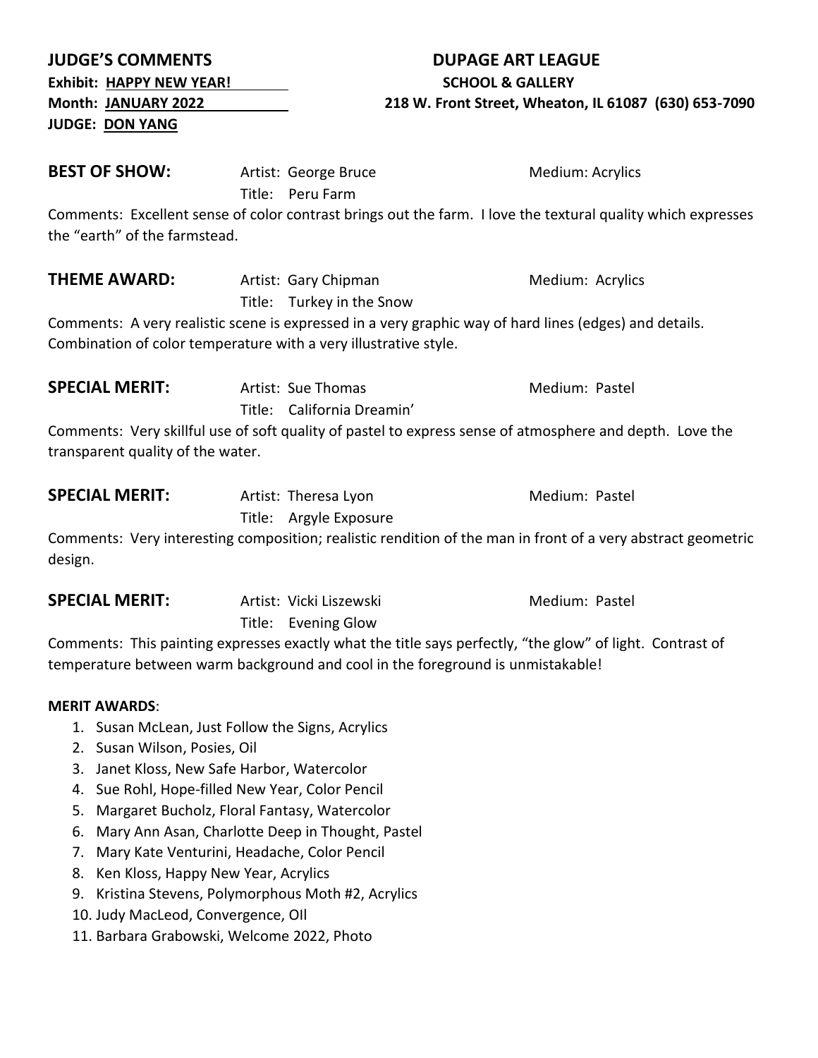**JUDGE'S COMMENTS**

**Exhibit: HAPPY NEW YEAR!**

**Month: JANUARY 2022**

**JUDGE: DON YANG**

**DUPAGE ART LEAGUE**

**SCHOOL & GALLERY**

**218 W. Front Street, Wheaton, IL 61087 (630) 653-7090**

**BEST OF SHOW:** Artist: George Bruce Medium: Acrylics

Title: Peru Farm

Comments: Excellent sense of color contrast brings out the farm. I love the textural quality which expresses the "earth" of the farmstead.

**THEME AWARD:** Artist: Gary Chipman Medium: Acrylics

Title: Turkey in the Snow

Comments: A very realistic scene is expressed in a very graphic way of hard lines (edges) and details. Combination of color temperature with a very illustrative style.

**SPECIAL MERIT:** Artist: Sue Thomas Medium: Pastel

Title: California Dreamin'

Comments: Very skillful use of soft quality of pastel to express sense of atmosphere and depth. Love the transparent quality of the water.

**SPECIAL MERIT:** Artist: Theresa Lyon Medium: Pastel

Title: Argyle Exposure

Comments: Very interesting composition; realistic rendition of the man in front of a very abstract geometric design.

**SPECIAL MERIT:** Artist: Vicki Liszewski Medium: Pastel

Title: Evening Glow

Comments: This painting expresses exactly what the title says perfectly, "the glow" of light. Contrast of temperature between warm background and cool in the foreground is unmistakable!

**MERIT AWARDS**:

1. Susan McLean, Just Follow the Signs, Acrylics
2. Susan Wilson, Posies, Oil
3. Janet Kloss, New Safe Harbor, Watercolor
4. Sue Rohl, Hope-filled New Year, Color Pencil
5. Margaret Bucholz, Floral Fantasy, Watercolor
6. Mary Ann Asan, Charlotte Deep in Thought, Pastel
7. Mary Kate Venturini, Headache, Color Pencil
8. Ken Kloss, Happy New Year, Acrylics
9. Kristina Stevens, Polymorphous Moth #2, Acrylics
10. Judy MacLeod, Convergence, OIl
11. Barbara Grabowski, Welcome 2022, Photo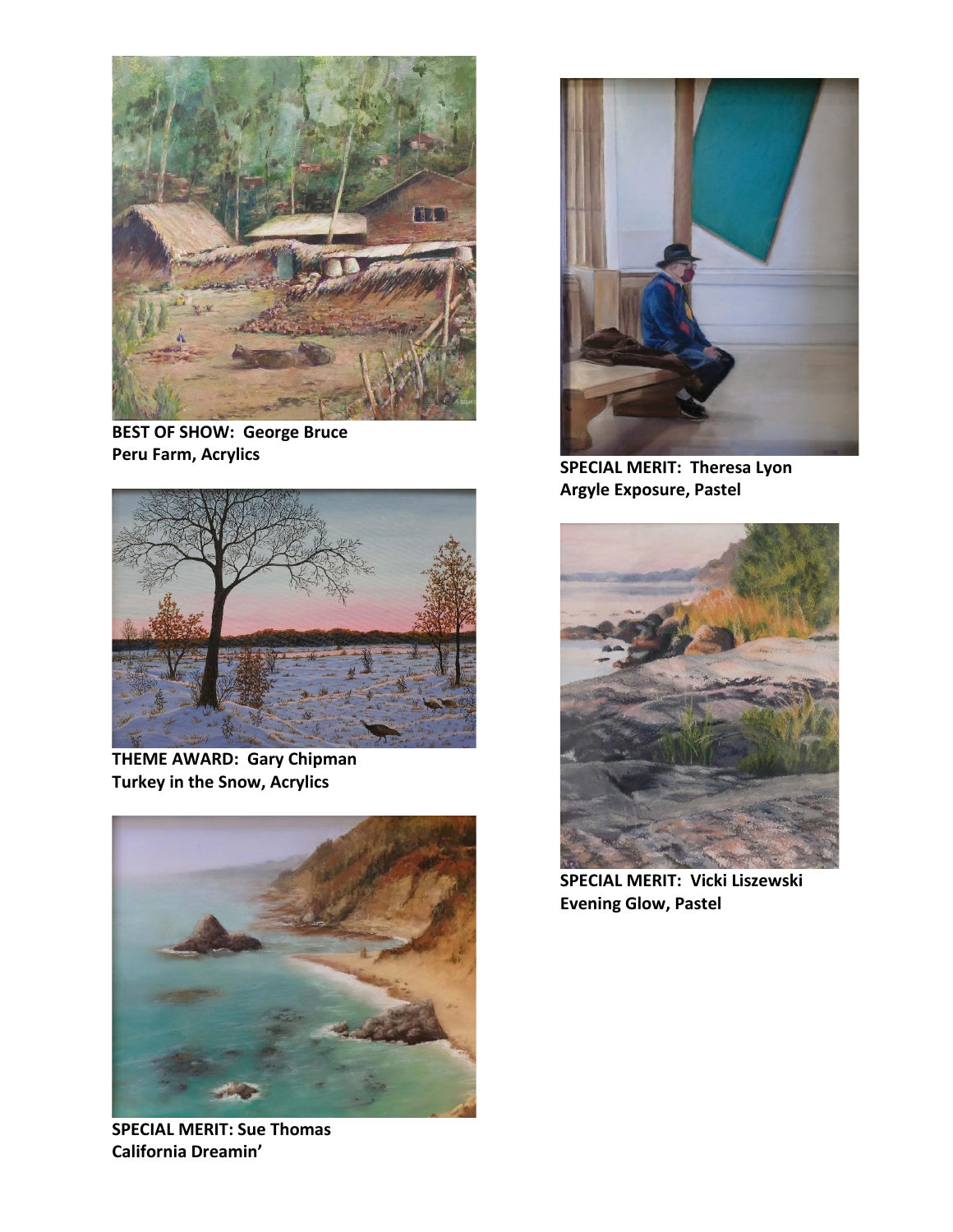**BEST OF SHOW: George Bruce**
**Peru Farm, Acrylics**

**THEME AWARD: Gary Chipman**
**Turkey in the Snow, Acrylics**

**SPECIAL MERIT: Sue Thomas**
**California Dreamin'**

**SPECIAL MERIT: Theresa Lyon**
**Argyle Exposure, Pastel**

**SPECIAL MERIT: Vicki Liszewski**
**Evening Glow, Pastel**